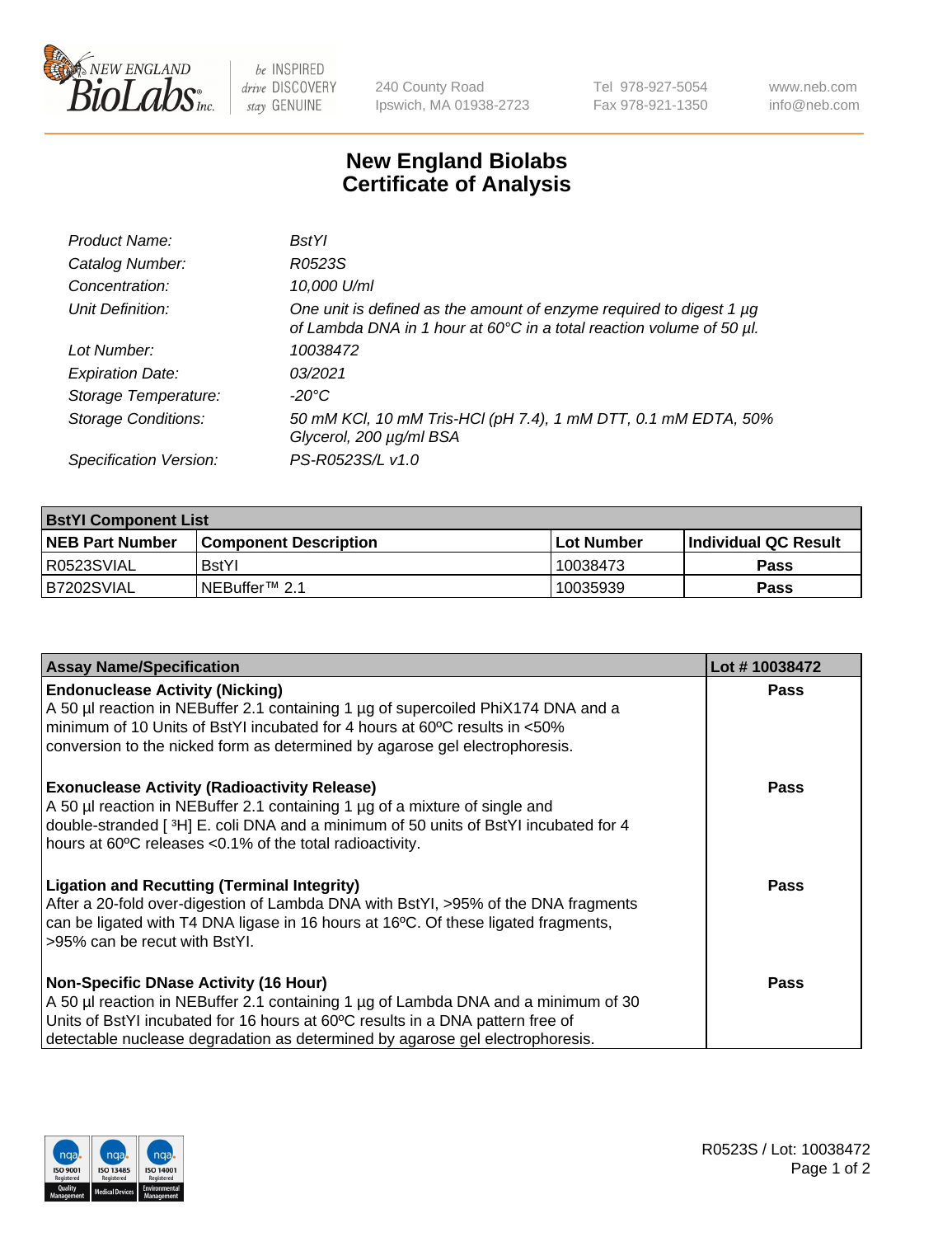240 County Road
Ipswich, MA 01938-2723

Tel 978-927-5054
Fax 978-921-1350

www.neb.com
info@neb.com

# New England Biolabs
# Certificate of Analysis

| | |
|---|---|
| *Product Name:* | *BstYI* |
| *Catalog Number:* | *R0523S* |
| *Concentration:* | *10,000 U/ml* |
| *Unit Definition:* | *One unit is defined as the amount of enzyme required to digest 1 µg of Lambda DNA in 1 hour at 60°C in a total reaction volume of 50 µl.* |
| *Lot Number:* | *10038472* |
| *Expiration Date:* | *03/2021* |
| *Storage Temperature:* | *-20°C* |
| *Storage Conditions:* | *50 mM KCl, 10 mM Tris-HCl (pH 7.4), 1 mM DTT, 0.1 mM EDTA, 50% Glycerol, 200 µg/ml BSA* |
| *Specification Version:* | *PS-R0523S/L v1.0* |

| **BstYI Component List** | | | |
|---|---|---|---|
| **NEB Part Number** | **Component Description** | **Lot Number** | **Individual QC Result** |
| R0523SVIAL | BstYI | 10038473 | **Pass** |
| B7202SVIAL | NEBuffer™ 2.1 | 10035939 | **Pass** |

| **Assay Name/Specification** | **Lot # 10038472** |
|---|---|
| **Endonuclease Activity (Nicking)**<br>A 50 µl reaction in NEBuffer 2.1 containing 1 µg of supercoiled PhiX174 DNA and a minimum of 10 Units of BstYI incubated for 4 hours at 60ºC results in <50% conversion to the nicked form as determined by agarose gel electrophoresis. | **Pass** |
| **Exonuclease Activity (Radioactivity Release)**<br>A 50 µl reaction in NEBuffer 2.1 containing 1 µg of a mixture of single and double-stranded [ $^3$H] E. coli DNA and a minimum of 50 units of BstYI incubated for 4 hours at 60ºC releases <0.1% of the total radioactivity. | **Pass** |
| **Ligation and Recutting (Terminal Integrity)**<br>After a 20-fold over-digestion of Lambda DNA with BstYI, >95% of the DNA fragments can be ligated with T4 DNA ligase in 16 hours at 16ºC. Of these ligated fragments, >95% can be recut with BstYI. | **Pass** |
| **Non-Specific DNase Activity (16 Hour)**<br>A 50 µl reaction in NEBuffer 2.1 containing 1 µg of Lambda DNA and a minimum of 30 Units of BstYI incubated for 16 hours at 60ºC results in a DNA pattern free of detectable nuclease degradation as determined by agarose gel electrophoresis. | **Pass** |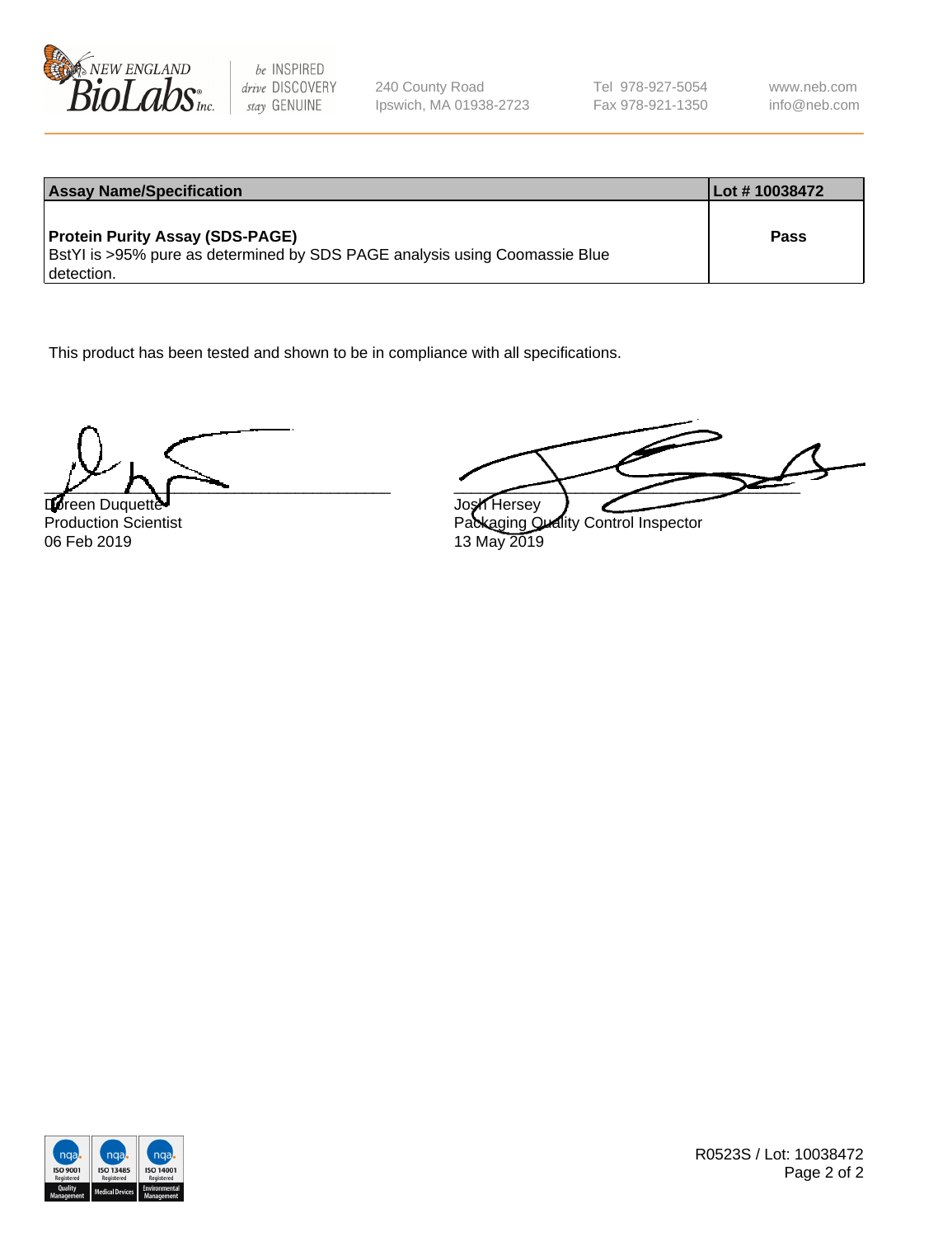| Assay Name/Specification | Lot # 10038472 |
|---|---|
| **Protein Purity Assay (SDS-PAGE)**<br>BstYI is >95% pure as determined by SDS PAGE analysis using Coomassie Blue detection. | **Pass** |

This product has been tested and shown to be in compliance with all specifications.

Doreen Duquette
Production Scientist
06 Feb 2019

Josh Hersey
Packaging Quality Control Inspector
13 May 2019

R0523S / Lot: 10038472